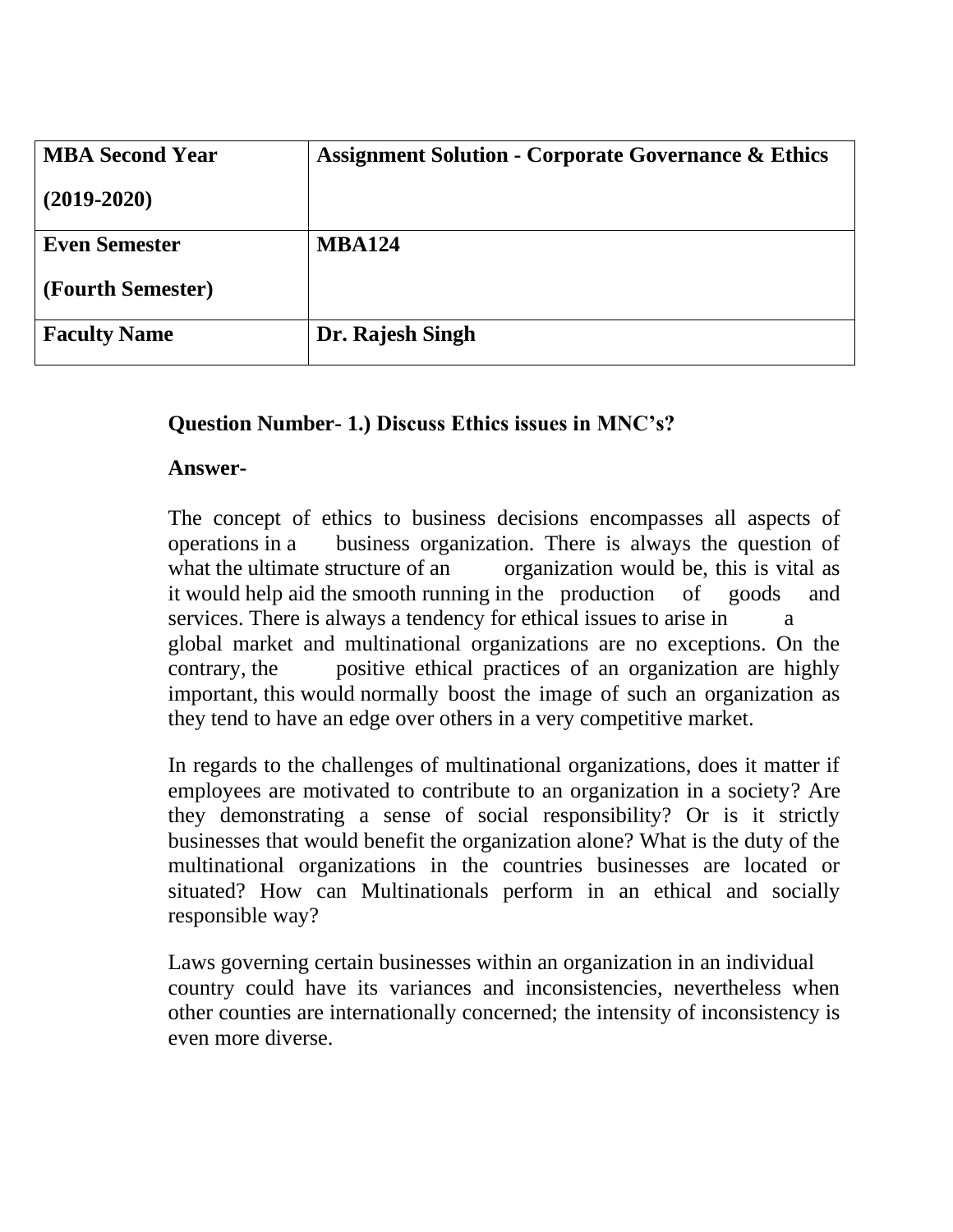| **MBA Second Year**<br><br>**(2019-2020)** | **Assignment Solution - Corporate Governance & Ethics** |
|---|---|
| **Even Semester**<br><br>**(Fourth Semester)** | **MBA124** |
| **Faculty Name** | **Dr. Rajesh Singh** |

**Question Number- 1.) Discuss Ethics issues in MNC's?**

**Answer-**

The concept of ethics to business decisions encompasses all aspects of operations in a business organization. There is always the question of what the ultimate structure of an organization would be, this is vital as it would help aid the smooth running in the production of goods and services. There is always a tendency for ethical issues to arise in a global market and multinational organizations are no exceptions. On the contrary, the positive ethical practices of an organization are highly important, this would normally boost the image of such an organization as they tend to have an edge over others in a very competitive market.

In regards to the challenges of multinational organizations, does it matter if employees are motivated to contribute to an organization in a society? Are they demonstrating a sense of social responsibility? Or is it strictly businesses that would benefit the organization alone? What is the duty of the multinational organizations in the countries businesses are located or situated? How can Multinationals perform in an ethical and socially responsible way?

Laws governing certain businesses within an organization in an individual country could have its variances and inconsistencies, nevertheless when other counties are internationally concerned; the intensity of inconsistency is even more diverse.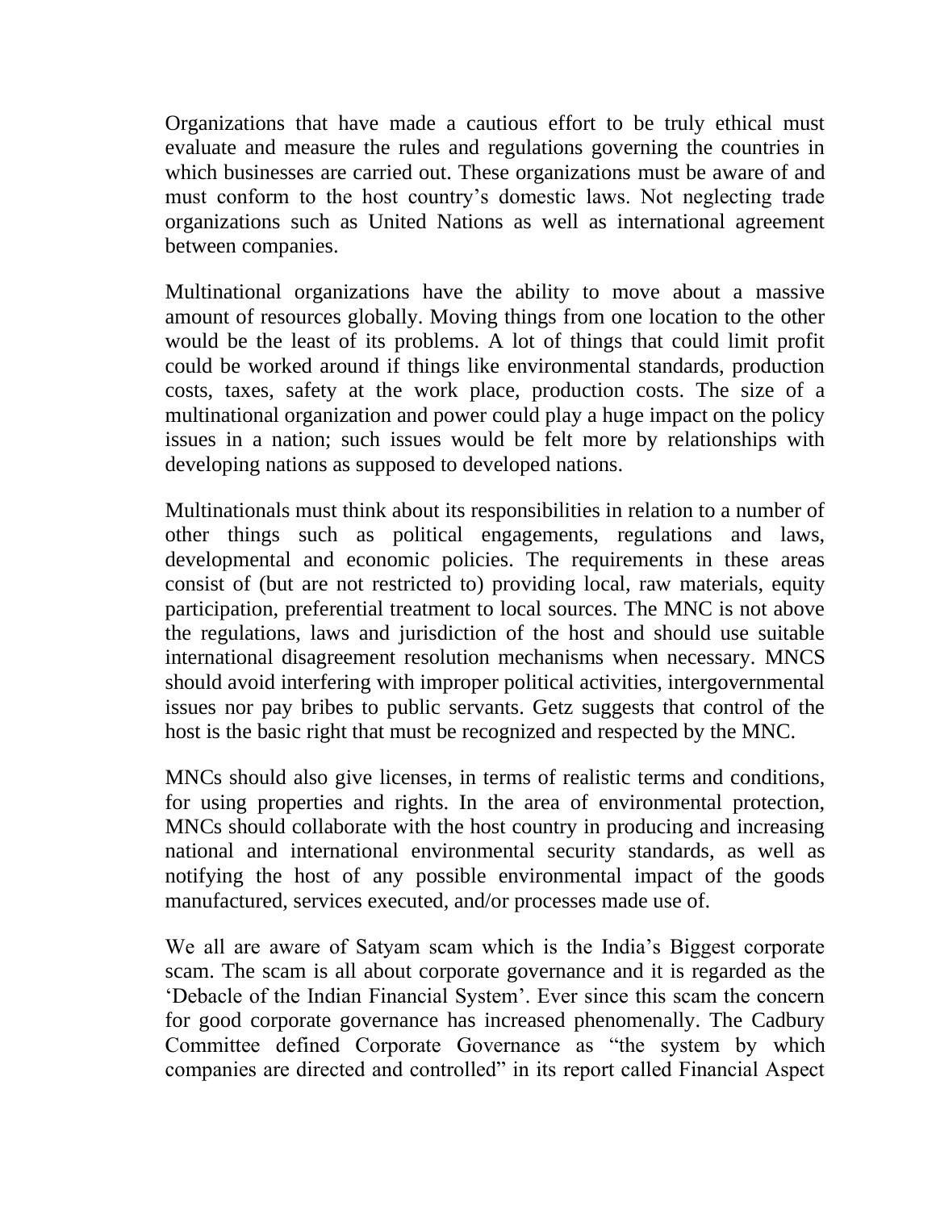Organizations that have made a cautious effort to be truly ethical must evaluate and measure the rules and regulations governing the countries in which businesses are carried out. These organizations must be aware of and must conform to the host country's domestic laws. Not neglecting trade organizations such as United Nations as well as international agreement between companies.

Multinational organizations have the ability to move about a massive amount of resources globally. Moving things from one location to the other would be the least of its problems. A lot of things that could limit profit could be worked around if things like environmental standards, production costs, taxes, safety at the work place, production costs. The size of a multinational organization and power could play a huge impact on the policy issues in a nation; such issues would be felt more by relationships with developing nations as supposed to developed nations.

Multinationals must think about its responsibilities in relation to a number of other things such as political engagements, regulations and laws, developmental and economic policies. The requirements in these areas consist of (but are not restricted to) providing local, raw materials, equity participation, preferential treatment to local sources. The MNC is not above the regulations, laws and jurisdiction of the host and should use suitable international disagreement resolution mechanisms when necessary. MNCS should avoid interfering with improper political activities, intergovernmental issues nor pay bribes to public servants. Getz suggests that control of the host is the basic right that must be recognized and respected by the MNC.

MNCs should also give licenses, in terms of realistic terms and conditions, for using properties and rights. In the area of environmental protection, MNCs should collaborate with the host country in producing and increasing national and international environmental security standards, as well as notifying the host of any possible environmental impact of the goods manufactured, services executed, and/or processes made use of.

We all are aware of Satyam scam which is the India's Biggest corporate scam. The scam is all about corporate governance and it is regarded as the 'Debacle of the Indian Financial System'. Ever since this scam the concern for good corporate governance has increased phenomenally. The Cadbury Committee defined Corporate Governance as "the system by which companies are directed and controlled" in its report called Financial Aspect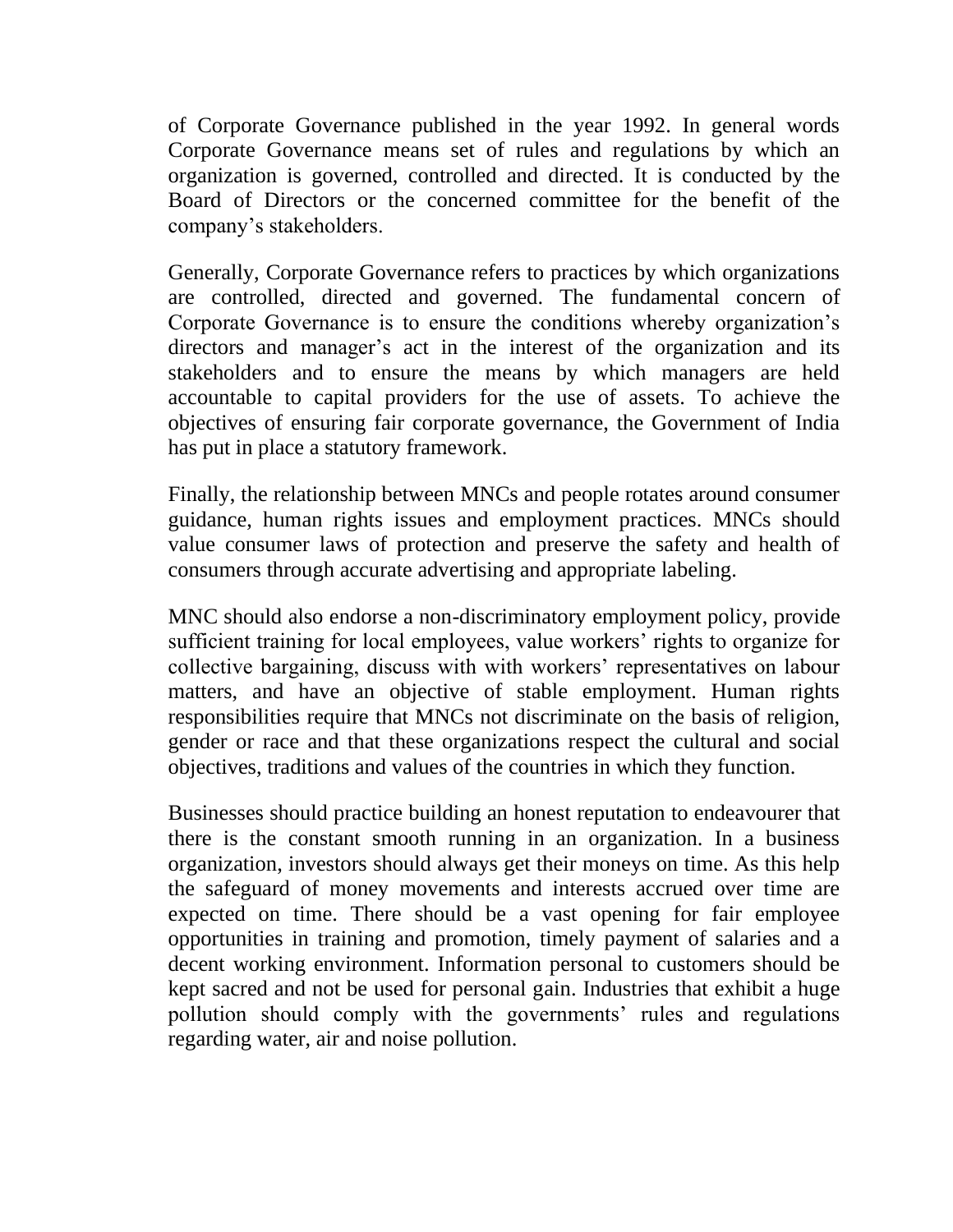of Corporate Governance published in the year 1992. In general words Corporate Governance means set of rules and regulations by which an organization is governed, controlled and directed. It is conducted by the Board of Directors or the concerned committee for the benefit of the company's stakeholders.

Generally, Corporate Governance refers to practices by which organizations are controlled, directed and governed. The fundamental concern of Corporate Governance is to ensure the conditions whereby organization's directors and manager's act in the interest of the organization and its stakeholders and to ensure the means by which managers are held accountable to capital providers for the use of assets. To achieve the objectives of ensuring fair corporate governance, the Government of India has put in place a statutory framework.

Finally, the relationship between MNCs and people rotates around consumer guidance, human rights issues and employment practices. MNCs should value consumer laws of protection and preserve the safety and health of consumers through accurate advertising and appropriate labeling.

MNC should also endorse a non-discriminatory employment policy, provide sufficient training for local employees, value workers' rights to organize for collective bargaining, discuss with with workers' representatives on labour matters, and have an objective of stable employment. Human rights responsibilities require that MNCs not discriminate on the basis of religion, gender or race and that these organizations respect the cultural and social objectives, traditions and values of the countries in which they function.

Businesses should practice building an honest reputation to endeavourer that there is the constant smooth running in an organization. In a business organization, investors should always get their moneys on time. As this help the safeguard of money movements and interests accrued over time are expected on time. There should be a vast opening for fair employee opportunities in training and promotion, timely payment of salaries and a decent working environment. Information personal to customers should be kept sacred and not be used for personal gain. Industries that exhibit a huge pollution should comply with the governments' rules and regulations regarding water, air and noise pollution.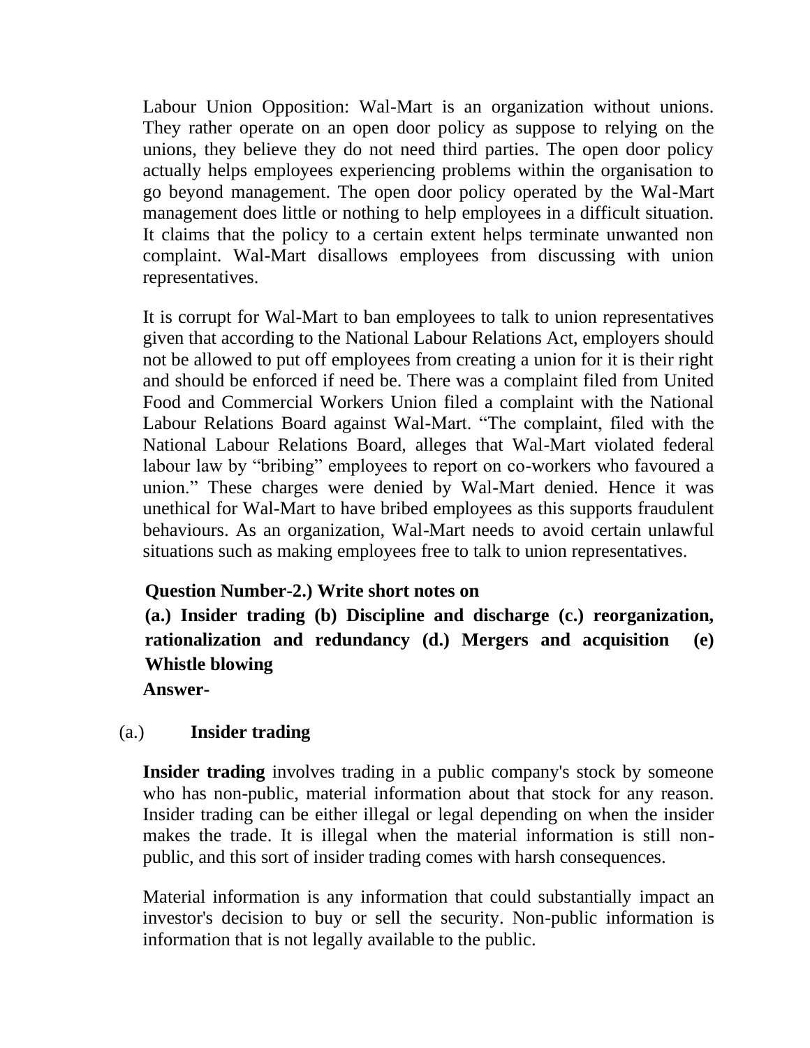Labour Union Opposition: Wal-Mart is an organization without unions. They rather operate on an open door policy as suppose to relying on the unions, they believe they do not need third parties. The open door policy actually helps employees experiencing problems within the organisation to go beyond management. The open door policy operated by the Wal-Mart management does little or nothing to help employees in a difficult situation. It claims that the policy to a certain extent helps terminate unwanted non complaint. Wal-Mart disallows employees from discussing with union representatives.

It is corrupt for Wal-Mart to ban employees to talk to union representatives given that according to the National Labour Relations Act, employers should not be allowed to put off employees from creating a union for it is their right and should be enforced if need be. There was a complaint filed from United Food and Commercial Workers Union filed a complaint with the National Labour Relations Board against Wal-Mart. "The complaint, filed with the National Labour Relations Board, alleges that Wal-Mart violated federal labour law by "bribing" employees to report on co-workers who favoured a union." These charges were denied by Wal-Mart denied. Hence it was unethical for Wal-Mart to have bribed employees as this supports fraudulent behaviours. As an organization, Wal-Mart needs to avoid certain unlawful situations such as making employees free to talk to union representatives.

**Question Number-2.) Write short notes on**

**(a.) Insider trading (b) Discipline and discharge (c.) reorganization, rationalization and redundancy (d.) Mergers and acquisition (e) Whistle blowing**

**Answer-**

## (a.) Insider trading

**Insider trading** involves trading in a public company's stock by someone who has non-public, material information about that stock for any reason. Insider trading can be either illegal or legal depending on when the insider makes the trade. It is illegal when the material information is still non-public, and this sort of insider trading comes with harsh consequences.

Material information is any information that could substantially impact an investor's decision to buy or sell the security. Non-public information is information that is not legally available to the public.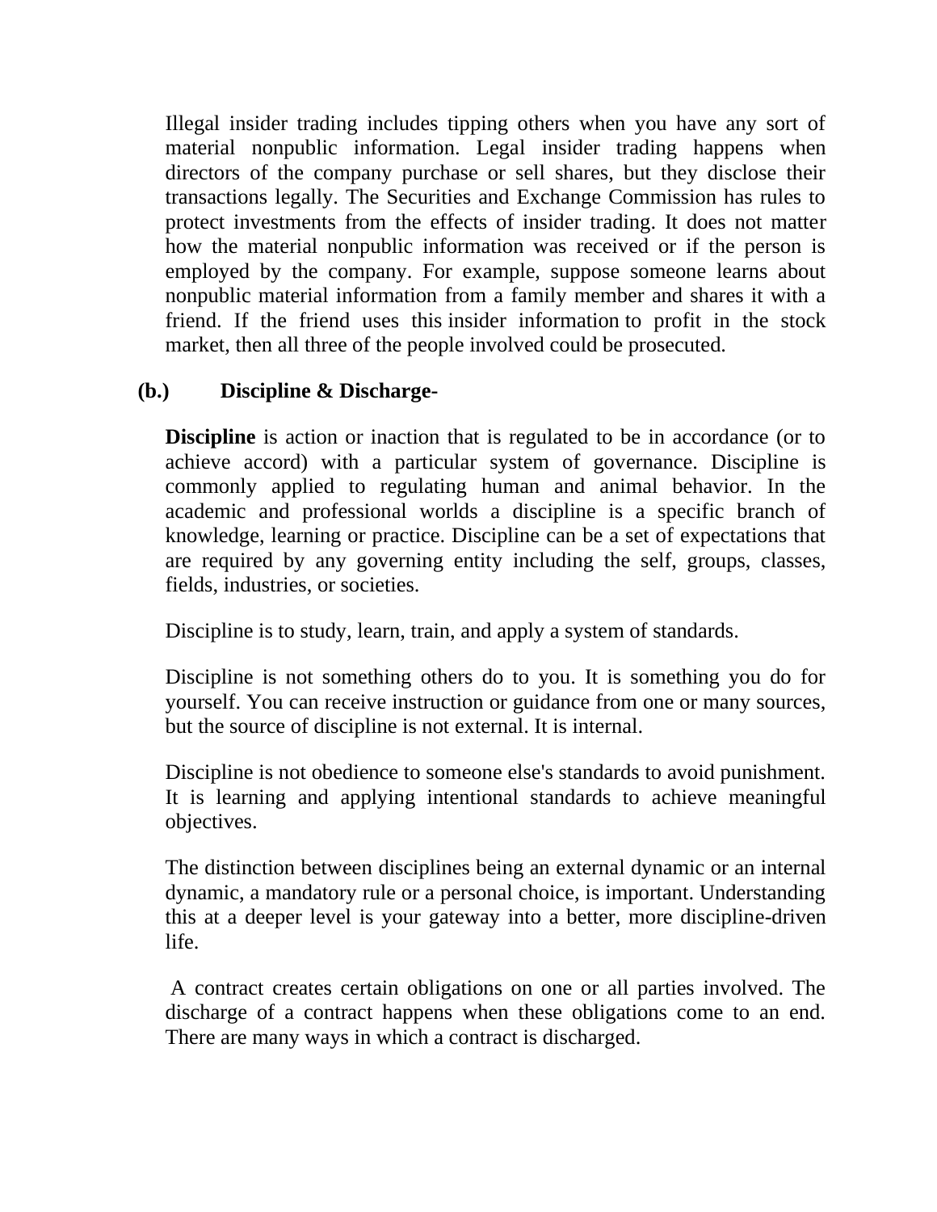Illegal insider trading includes tipping others when you have any sort of material nonpublic information. Legal insider trading happens when directors of the company purchase or sell shares, but they disclose their transactions legally. The Securities and Exchange Commission has rules to protect investments from the effects of insider trading. It does not matter how the material nonpublic information was received or if the person is employed by the company. For example, suppose someone learns about nonpublic material information from a family member and shares it with a friend. If the friend uses this insider information to profit in the stock market, then all three of the people involved could be prosecuted.

**(b.) Discipline & Discharge-**

**Discipline** is action or inaction that is regulated to be in accordance (or to achieve accord) with a particular system of governance. Discipline is commonly applied to regulating human and animal behavior. In the academic and professional worlds a discipline is a specific branch of knowledge, learning or practice. Discipline can be a set of expectations that are required by any governing entity including the self, groups, classes, fields, industries, or societies.

Discipline is to study, learn, train, and apply a system of standards.

Discipline is not something others do to you. It is something you do for yourself. You can receive instruction or guidance from one or many sources, but the source of discipline is not external. It is internal.

Discipline is not obedience to someone else's standards to avoid punishment. It is learning and applying intentional standards to achieve meaningful objectives.

The distinction between disciplines being an external dynamic or an internal dynamic, a mandatory rule or a personal choice, is important. Understanding this at a deeper level is your gateway into a better, more discipline-driven life.

A contract creates certain obligations on one or all parties involved. The discharge of a contract happens when these obligations come to an end. There are many ways in which a contract is discharged.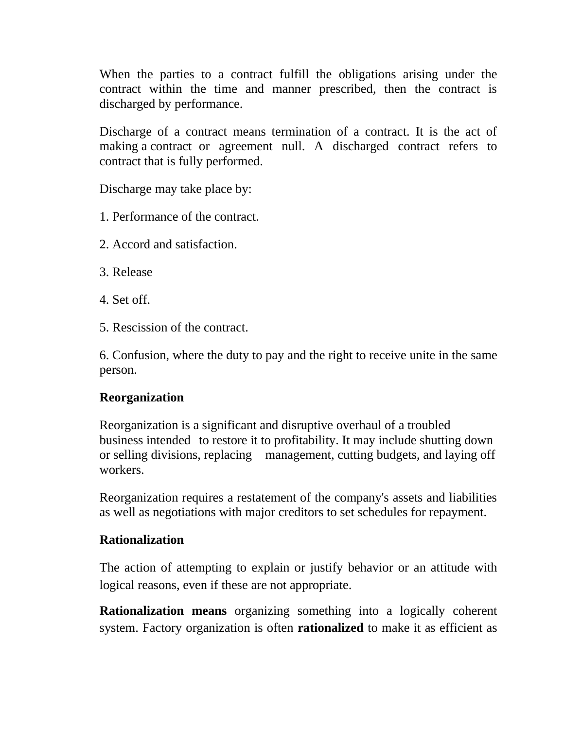When the parties to a contract fulfill the obligations arising under the contract within the time and manner prescribed, then the contract is discharged by performance.

Discharge of a contract means termination of a contract. It is the act of making a contract or agreement null. A discharged contract refers to contract that is fully performed.

Discharge may take place by:

1. Performance of the contract.

2. Accord and satisfaction.

3. Release

4. Set off.

5. Rescission of the contract.

6. Confusion, where the duty to pay and the right to receive unite in the same person.

**Reorganization**

Reorganization is a significant and disruptive overhaul of a troubled business intended to restore it to profitability. It may include shutting down or selling divisions, replacing management, cutting budgets, and laying off workers.

Reorganization requires a restatement of the company's assets and liabilities as well as negotiations with major creditors to set schedules for repayment.

**Rationalization**

The action of attempting to explain or justify behavior or an attitude with logical reasons, even if these are not appropriate.

**Rationalization means** organizing something into a logically coherent system. Factory organization is often **rationalized** to make it as efficient as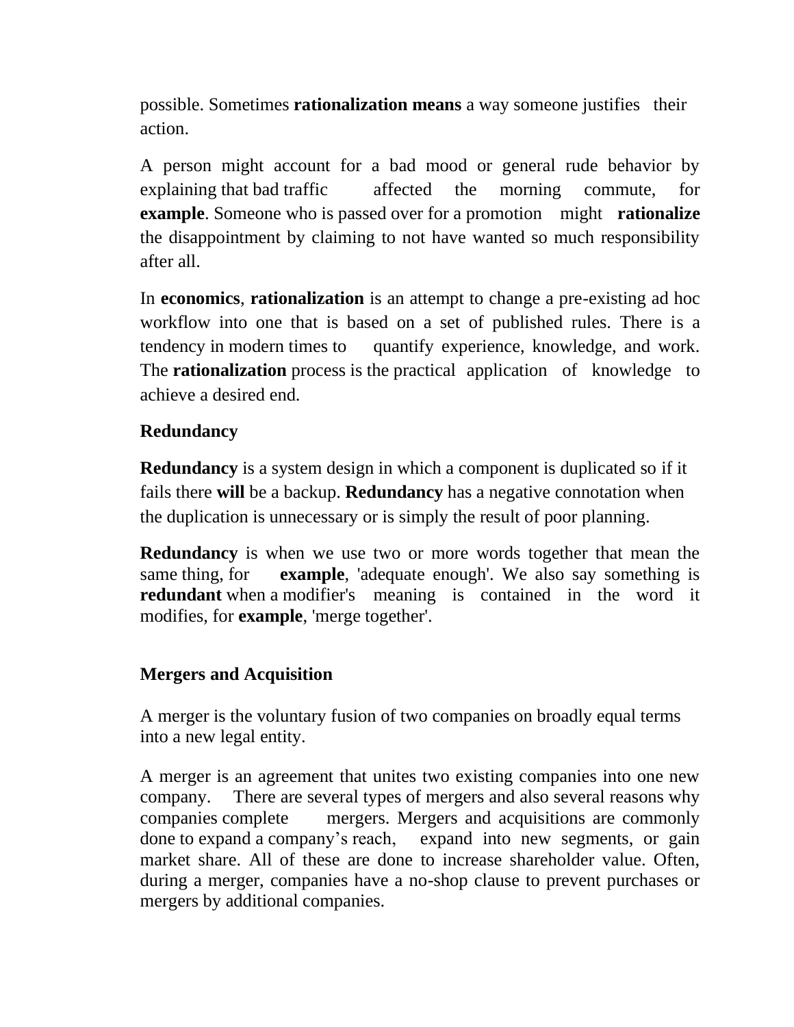possible. Sometimes **rationalization means** a way someone justifies their action.

A person might account for a bad mood or general rude behavior by explaining that bad traffic affected the morning commute, for **example**. Someone who is passed over for a promotion might **rationalize** the disappointment by claiming to not have wanted so much responsibility after all.

In **economics**, **rationalization** is an attempt to change a pre-existing ad hoc workflow into one that is based on a set of published rules. There is a tendency in modern times to quantify experience, knowledge, and work. The **rationalization** process is the practical application of knowledge to achieve a desired end.

**Redundancy**

**Redundancy** is a system design in which a component is duplicated so if it fails there **will** be a backup. **Redundancy** has a negative connotation when the duplication is unnecessary or is simply the result of poor planning.

**Redundancy** is when we use two or more words together that mean the same thing, for **example**, 'adequate enough'. We also say something is **redundant** when a modifier's meaning is contained in the word it modifies, for **example**, 'merge together'.

**Mergers and Acquisition**

A merger is the voluntary fusion of two companies on broadly equal terms into a new legal entity.

A merger is an agreement that unites two existing companies into one new company. There are several types of mergers and also several reasons why companies complete mergers. Mergers and acquisitions are commonly done to expand a company's reach, expand into new segments, or gain market share. All of these are done to increase shareholder value. Often, during a merger, companies have a no-shop clause to prevent purchases or mergers by additional companies.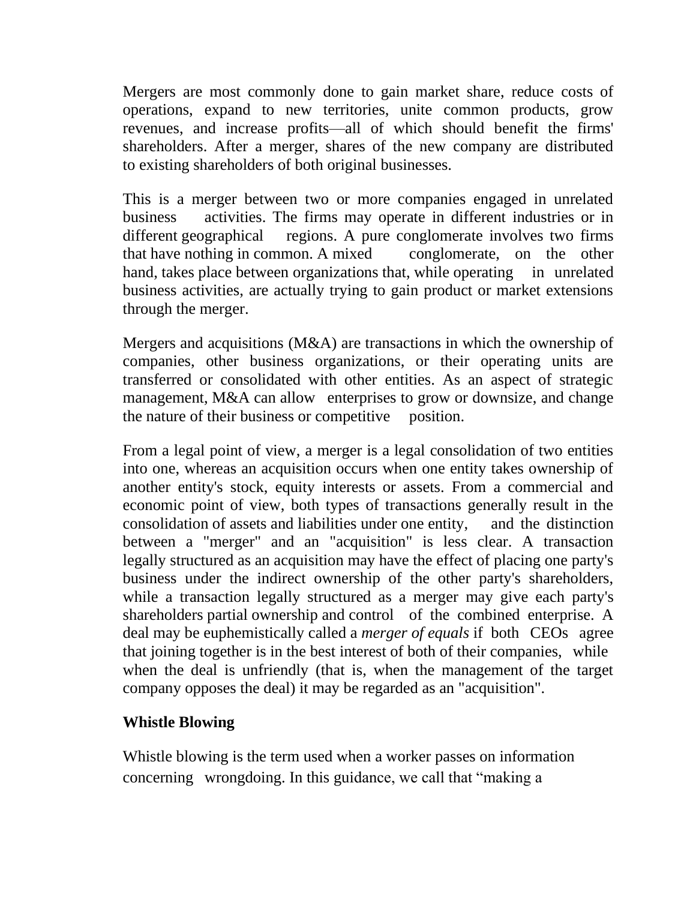Mergers are most commonly done to gain market share, reduce costs of operations, expand to new territories, unite common products, grow revenues, and increase profits—all of which should benefit the firms' shareholders. After a merger, shares of the new company are distributed to existing shareholders of both original businesses.

This is a merger between two or more companies engaged in unrelated business activities. The firms may operate in different industries or in different geographical regions. A pure conglomerate involves two firms that have nothing in common. A mixed conglomerate, on the other hand, takes place between organizations that, while operating in unrelated business activities, are actually trying to gain product or market extensions through the merger.

Mergers and acquisitions (M&A) are transactions in which the ownership of companies, other business organizations, or their operating units are transferred or consolidated with other entities. As an aspect of strategic management, M&A can allow enterprises to grow or downsize, and change the nature of their business or competitive position.

From a legal point of view, a merger is a legal consolidation of two entities into one, whereas an acquisition occurs when one entity takes ownership of another entity's stock, equity interests or assets. From a commercial and economic point of view, both types of transactions generally result in the consolidation of assets and liabilities under one entity, and the distinction between a "merger" and an "acquisition" is less clear. A transaction legally structured as an acquisition may have the effect of placing one party's business under the indirect ownership of the other party's shareholders, while a transaction legally structured as a merger may give each party's shareholders partial ownership and control of the combined enterprise. A deal may be euphemistically called a *merger of equals* if both CEOs agree that joining together is in the best interest of both of their companies, while when the deal is unfriendly (that is, when the management of the target company opposes the deal) it may be regarded as an "acquisition".

**Whistle Blowing**

Whistle blowing is the term used when a worker passes on information concerning wrongdoing. In this guidance, we call that "making a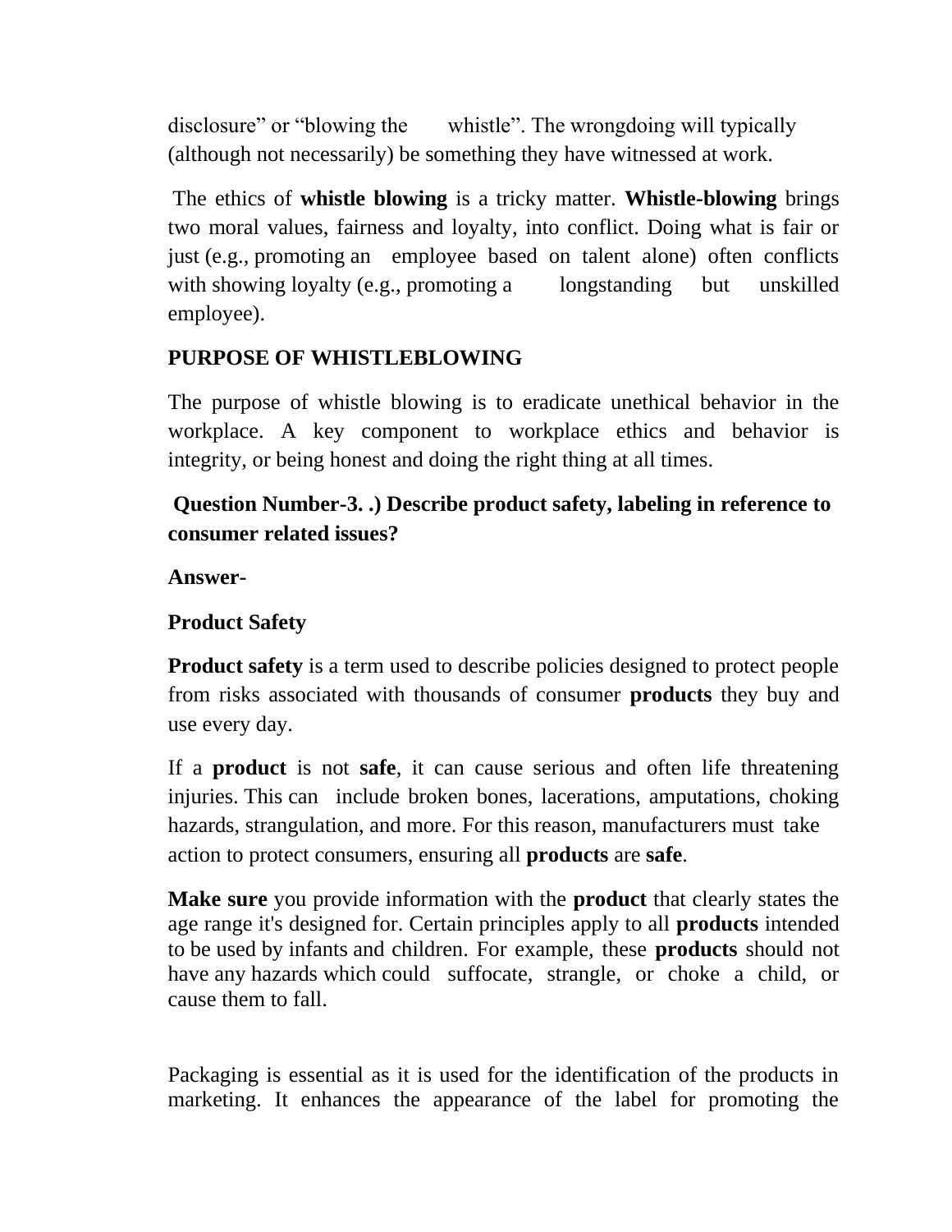disclosure" or "blowing the whistle". The wrongdoing will typically (although not necessarily) be something they have witnessed at work.

The ethics of **whistle blowing** is a tricky matter. **Whistle-blowing** brings two moral values, fairness and loyalty, into conflict. Doing what is fair or just (e.g., promoting an employee based on talent alone) often conflicts with showing loyalty (e.g., promoting a longstanding but unskilled employee).

**PURPOSE OF WHISTLEBLOWING**

The purpose of whistle blowing is to eradicate unethical behavior in the workplace. A key component to workplace ethics and behavior is integrity, or being honest and doing the right thing at all times.

**Question Number-3. .) Describe product safety, labeling in reference to consumer related issues?**

**Answer-**

**Product Safety**

**Product safety** is a term used to describe policies designed to protect people from risks associated with thousands of consumer **products** they buy and use every day.

If a **product** is not **safe**, it can cause serious and often life threatening injuries. This can include broken bones, lacerations, amputations, choking hazards, strangulation, and more. For this reason, manufacturers must take action to protect consumers, ensuring all **products** are **safe**.

**Make sure** you provide information with the **product** that clearly states the age range it's designed for. Certain principles apply to all **products** intended to be used by infants and children. For example, these **products** should not have any hazards which could suffocate, strangle, or choke a child, or cause them to fall.

Packaging is essential as it is used for the identification of the products in marketing. It enhances the appearance of the label for promoting the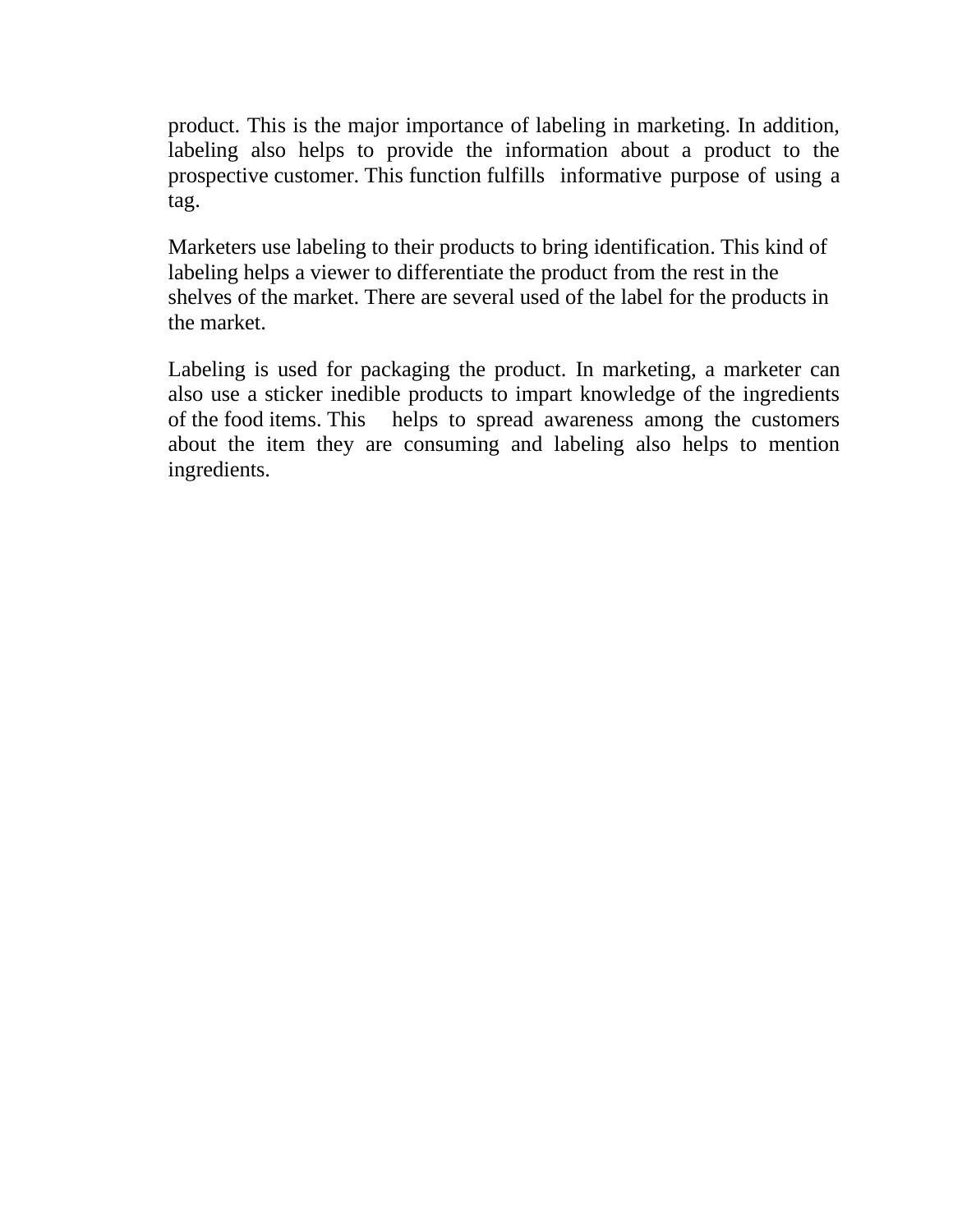product. This is the major importance of labeling in marketing. In addition, labeling also helps to provide the information about a product to the prospective customer. This function fulfills informative purpose of using a tag.

Marketers use labeling to their products to bring identification. This kind of labeling helps a viewer to differentiate the product from the rest in the shelves of the market. There are several used of the label for the products in the market.

Labeling is used for packaging the product. In marketing, a marketer can also use a sticker inedible products to impart knowledge of the ingredients of the food items. This helps to spread awareness among the customers about the item they are consuming and labeling also helps to mention ingredients.